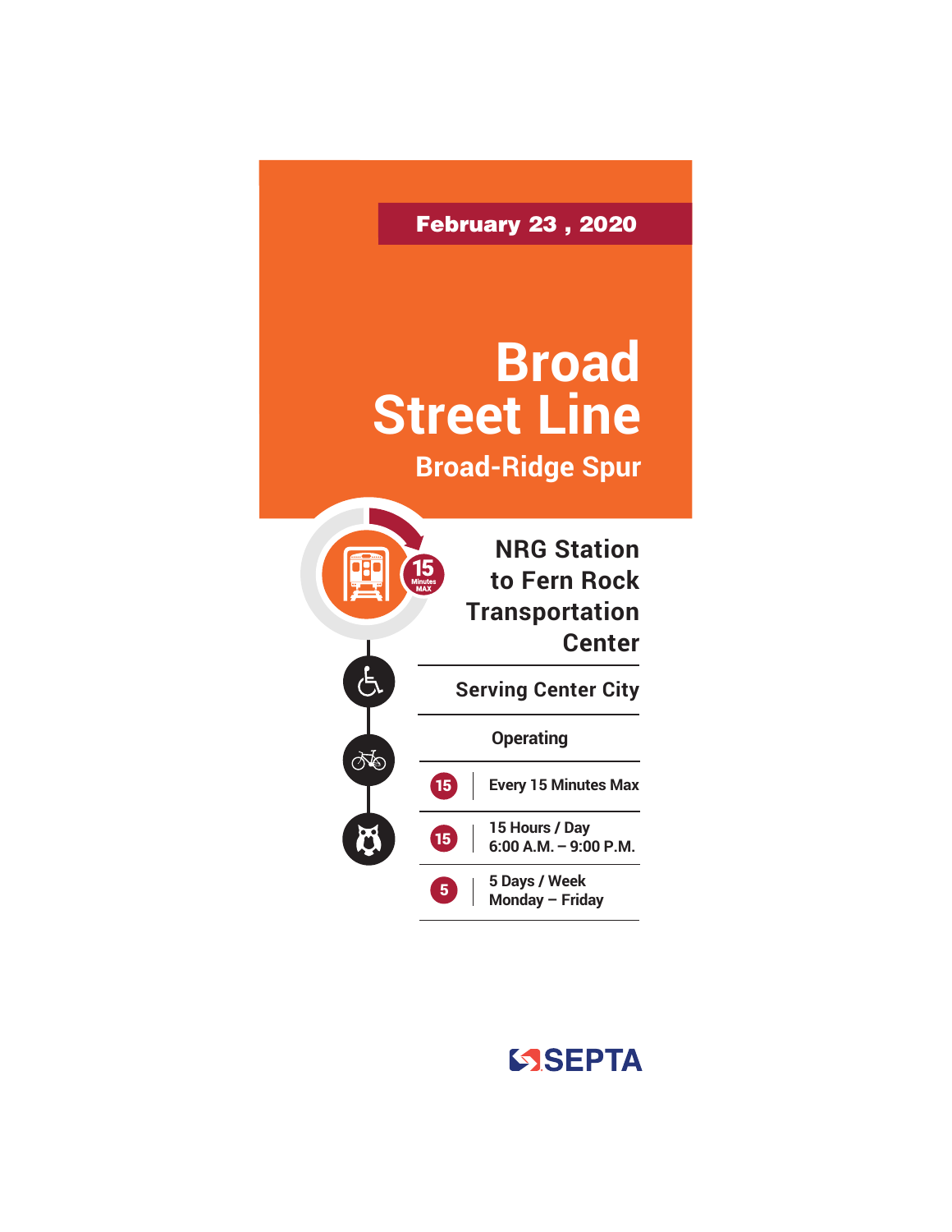**February 23 , 2020**

# Broad Street Line

## Broad-Ridge Spur

15 Minutes MAX

### NRG Station to Fern Rock Transportation Center

**Serving Center City**

**Operating**

| | |
|---|---|
| 15 | Every 15 Minutes Max |
| 15 | 15 Hours / Day<br>6:00 A.M. – 9:00 P.M. |
| 5 | 5 Days / Week<br>Monday – Friday |

SEPTA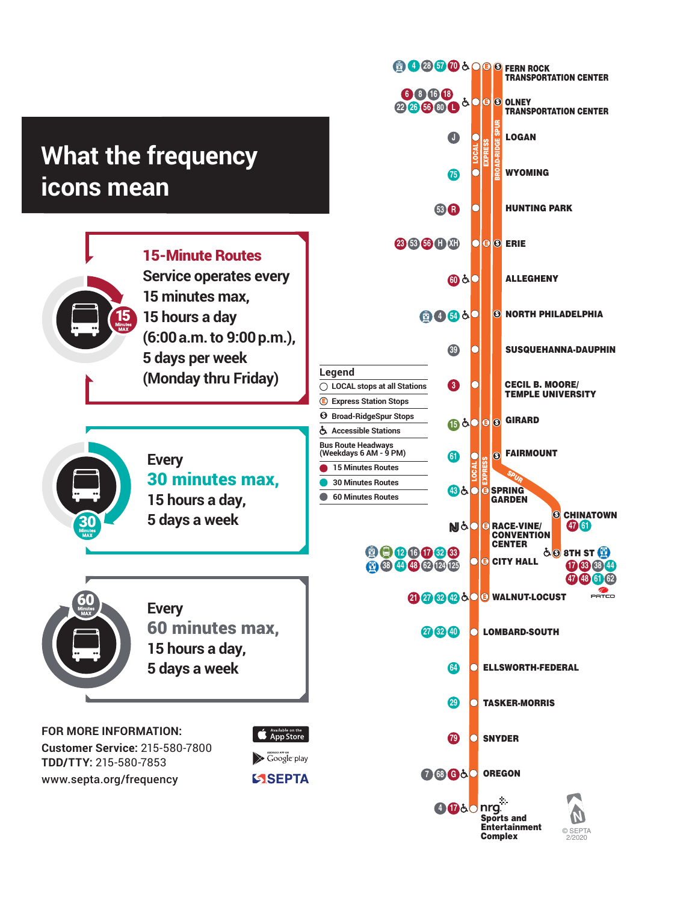# What the frequency icons mean

## 15-Minute Routes

Service operates every 15 minutes max, 15 hours a day (6:00 a.m. to 9:00 p.m.), 5 days per week (Monday thru Friday)

Every **30 minutes max,** 15 hours a day, 5 days a week

Every **60 minutes max,** 15 hours a day, 5 days a week

**FOR MORE INFORMATION:**
**Customer Service:** 215-580-7800
**TDD/TTY:** 215-580-7853
www.septa.org/frequency

Available on the App Store
Google play
SEPTA

## Legend

- LOCAL stops at all Stations
- Express Station Stops
- Broad-RidgeSpur Stops
- Accessible Stations

Bus Route Headways (Weekdays 6 AM - 9 PM)

- 15 Minutes Routes
- 30 Minutes Routes
- 60 Minutes Routes

| Bus Routes | Station |
|---|---|
| 4, 28, 57, 70 | FERN ROCK TRANSPORTATION CENTER |
| 6, 8, 16, 18, 22, 26, 56, 80, L | OLNEY TRANSPORTATION CENTER |
| J | LOGAN |
| 75 | WYOMING |
| 53, R | HUNTING PARK |
| 23, 53, 56, H, XH | ERIE |
| 60 | ALLEGHENY |
| 4, 54 | NORTH PHILADELPHIA |
| 39 | SUSQUEHANNA-DAUPHIN |
| 3 | CECIL B. MOORE/ TEMPLE UNIVERSITY |
| 15 | GIRARD |
| 61 | FAIRMOUNT |
| 43 | SPRING GARDEN |
| 47, 61 | CHINATOWN |
|  | RACE-VINE/ CONVENTION CENTER |
| 17, 33, 38, 44, 47, 48, 61, 62 | 8TH ST |
| 12, 16, 17, 32, 33, 38, 44, 48, 62, 124, 125 | CITY HALL |
| 21, 27, 32, 42 | WALNUT-LOCUST |
| 27, 32, 40 | LOMBARD-SOUTH |
| 64 | ELLSWORTH-FEDERAL |
| 29 | TASKER-MORRIS |
| 79 | SNYDER |
| 7, 68, G | OREGON |
| 4, 17 | nrg Sports and Entertainment Complex |

LOCAL · EXPRESS · BROAD-RIDGE SPUR

PATCO

© SEPTA 2/2020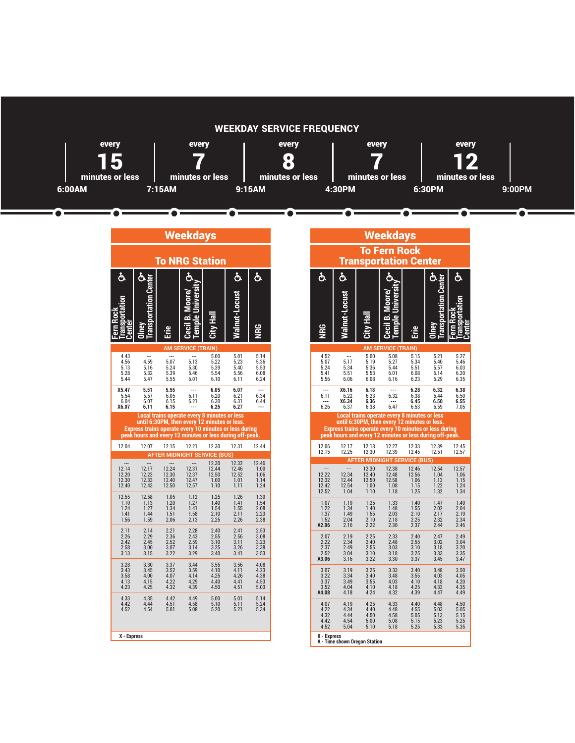## WEEKDAY SERVICE FREQUENCY

| Time period | Frequency |
|---|---|
| 6:00AM – 7:15AM | every 15 minutes or less |
| 7:15AM – 9:15AM | every 7 minutes or less |
| 9:15AM – 4:30PM | every 8 minutes or less |
| 4:30PM – 6:30PM | every 7 minutes or less |
| 6:30PM – 9:00PM | every 12 minutes or less |

## Weekdays

### To NRG Station

| Fern Rock Transportation Center ♿ | Olney Transportation Center ♿ | Erie | Cecil B. Moore/ Temple University ♿ | City Hall | Walnut-Locust ♿ | NRG ♿ |
|---|---|---|---|---|---|---|
| **AM SERVICE (TRAIN)** | | | | | | |
| 4.43 | --- | --- | --- | 5.00 | 5.01 | 5.14 |
| 4.56 | 4.59 | 5.07 | 5.13 | 5.22 | 5.23 | 5.36 |
| 5.13 | 5.16 | 5.24 | 5.30 | 5.39 | 5.40 | 5.53 |
| 5.28 | 5.32 | 5.39 | 5.46 | 5.54 | 5.56 | 6.08 |
| 5.44 | 5.47 | 5.55 | 6.01 | 6.10 | 6.11 | 6.24 |
| **X5.47** | **5.51** | **5.55** | --- | **6.05** | **6.07** | --- |
| 5.54 | 5.57 | 6.05 | 6.11 | 6.20 | 6.21 | 6.34 |
| 6.04 | 6.07 | 6.15 | 6.21 | 6.30 | 6.31 | 6.44 |
| **X6.07** | **6.11** | **6.15** | --- | **6.25** | **6.27** | --- |
| Local trains operate every 8 minutes or less until 6:30PM, then every 12 minutes or less. Express trains operate every 10 minutes or less during peak hours and every 12 minutes or less during off-peak. | | | | | | |
| 12.04 | 12.07 | 12.15 | 12.21 | 12.30 | 12.31 | 12.44 |
| **AFTER MIDNIGHT SERVICE (BUS)** | | | | | | |
| --- | --- | --- | --- | 12.30 | 12.32 | 12.46 |
| 12.14 | 12.17 | 12.24 | 12.31 | 12.44 | 12.46 | 1.00 |
| 12.20 | 12.23 | 12.30 | 12.37 | 12.50 | 12.52 | 1.06 |
| 12.30 | 12.33 | 12.40 | 12.47 | 1.00 | 1.01 | 1.14 |
| 12.40 | 12.43 | 12.50 | 12.57 | 1.10 | 1.11 | 1.24 |
| 12.55 | 12.58 | 1.05 | 1.12 | 1.25 | 1.26 | 1.39 |
| 1.10 | 1.13 | 1.20 | 1.27 | 1.40 | 1.41 | 1.54 |
| 1.24 | 1.27 | 1.34 | 1.41 | 1.54 | 1.55 | 2.08 |
| 1.41 | 1.44 | 1.51 | 1.58 | 2.10 | 2.11 | 2.23 |
| 1.56 | 1.59 | 2.06 | 2.13 | 2.25 | 2.26 | 2.38 |
| 2.11 | 2.14 | 2.21 | 2.28 | 2.40 | 2.41 | 2.53 |
| 2.26 | 2.29 | 2.36 | 2.43 | 2.55 | 2.56 | 3.08 |
| 2.42 | 2.45 | 2.52 | 2.59 | 3.10 | 3.11 | 3.23 |
| 2.58 | 3.00 | 3.07 | 3.14 | 3.25 | 3.26 | 3.38 |
| 3.13 | 3.15 | 3.22 | 3.29 | 3.40 | 3.41 | 3.53 |
| 3.28 | 3.30 | 3.37 | 3.44 | 3.55 | 3.56 | 4.08 |
| 3.43 | 3.45 | 3.52 | 3.59 | 4.10 | 4.11 | 4.23 |
| 3.58 | 4.00 | 4.07 | 4.14 | 4.25 | 4.26 | 4.38 |
| 4.13 | 4.15 | 4.22 | 4.29 | 4.40 | 4.41 | 4.53 |
| 4.23 | 4.25 | 4.32 | 4.39 | 4.50 | 4.51 | 5.03 |
| 4.33 | 4.35 | 4.42 | 4.49 | 5.00 | 5.01 | 5.14 |
| 4.42 | 4.44 | 4.51 | 4.58 | 5.10 | 5.11 | 5.24 |
| 4.52 | 4.54 | 5.01 | 5.08 | 5.20 | 5.21 | 5.34 |

X - Express

## Weekdays

### To Fern Rock Transportation Center

| NRG ♿ | Walnut-Locust ♿ | City Hall | Cecil B. Moore/ Temple University ♿ | Erie | Olney Transportation Center ♿ | Fern Rock Transportation Center ♿ |
|---|---|---|---|---|---|---|
| **AM SERVICE (TRAIN)** | | | | | | |
| 4.52 | --- | 5.00 | 5.08 | 5.15 | 5.21 | 5.27 |
| 5.07 | 5.17 | 5.19 | 5.27 | 5.34 | 5.40 | 5.46 |
| 5.24 | 5.34 | 5.36 | 5.44 | 5.51 | 5.57 | 6.03 |
| 5.41 | 5.51 | 5.53 | 6.01 | 6.08 | 6.14 | 6.20 |
| 5.56 | 6.06 | 6.08 | 6.16 | 6.23 | 6.29 | 6.35 |
| --- | **X6.16** | **6.18** | --- | **6.28** | **6.32** | **6.38** |
| 6.11 | 6.22 | 6.23 | 6.32 | 6.38 | 6.44 | 6.50 |
| --- | **X6.34** | **6.36** | --- | **6.45** | **6.50** | **6.55** |
| 6.26 | 6.37 | 6.38 | 6.47 | 6.53 | 6.59 | 7.05 |
| Local trains operate every 8 minutes or less until 6:30PM, then every 12 minutes or less. Express trains operate every 10 minutes or less during peak hours and every 12 minutes or less during off-peak. | | | | | | |
| 12.06 | 12.17 | 12.18 | 12.27 | 12.33 | 12.39 | 12.45 |
| 12.15 | 12.25 | 12.30 | 12.39 | 12.45 | 12.51 | 12.57 |
| **AFTER MIDNIGHT SERVICE (BUS)** | | | | | | |
| --- | --- | 12.30 | 12.38 | 12.46 | 12.54 | 12.57 |
| 12.22 | 12.34 | 12.40 | 12.48 | 12.56 | 1.04 | 1.06 |
| 12.32 | 12.44 | 12.50 | 12.58 | 1.06 | 1.13 | 1.15 |
| 12.42 | 12.54 | 1.00 | 1.08 | 1.15 | 1.22 | 1.24 |
| 12.52 | 1.04 | 1.10 | 1.18 | 1.25 | 1.32 | 1.34 |
| 1.07 | 1.19 | 1.25 | 1.33 | 1.40 | 1.47 | 1.49 |
| 1.22 | 1.34 | 1.40 | 1.48 | 1.55 | 2.02 | 2.04 |
| 1.37 | 1.49 | 1.55 | 2.03 | 2.10 | 2.17 | 2.19 |
| 1.52 | 2.04 | 2.10 | 2.18 | 2.25 | 2.32 | 2.34 |
| **A2.06** | 2.16 | 2.22 | 2.30 | 2.37 | 2.44 | 2.46 |
| 2.07 | 2.19 | 2.25 | 2.33 | 2.40 | 2.47 | 2.49 |
| 2.22 | 2.34 | 2.40 | 2.48 | 2.55 | 3.02 | 3.04 |
| 2.37 | 2.49 | 2.55 | 3.03 | 3.10 | 3.18 | 3.20 |
| 2.52 | 3.04 | 3.10 | 3.18 | 3.25 | 3.33 | 3.35 |
| **A3.06** | 3.16 | 3.22 | 3.30 | 3.37 | 3.45 | 3.47 |
| 3.07 | 3.19 | 3.25 | 3.33 | 3.40 | 3.48 | 3.50 |
| 3.22 | 3.34 | 3.40 | 3.48 | 3.55 | 4.03 | 4.05 |
| 3.37 | 3.49 | 3.55 | 4.03 | 4.10 | 4.18 | 4.20 |
| 3.52 | 4.04 | 4.10 | 4.18 | 4.25 | 4.33 | 4.35 |
| **A4.08** | 4.18 | 4.24 | 4.32 | 4.39 | 4.47 | 4.49 |
| 4.07 | 4.19 | 4.25 | 4.33 | 4.40 | 4.48 | 4.50 |
| 4.22 | 4.34 | 4.40 | 4.48 | 4.55 | 5.03 | 5.05 |
| 4.32 | 4.44 | 4.50 | 4.58 | 5.05 | 5.13 | 5.15 |
| 4.42 | 4.54 | 5.00 | 5.08 | 5.15 | 5.23 | 5.25 |
| 4.52 | 5.04 | 5.10 | 5.18 | 5.25 | 5.33 | 5.35 |

X - Express
A - Time shown Oregon Station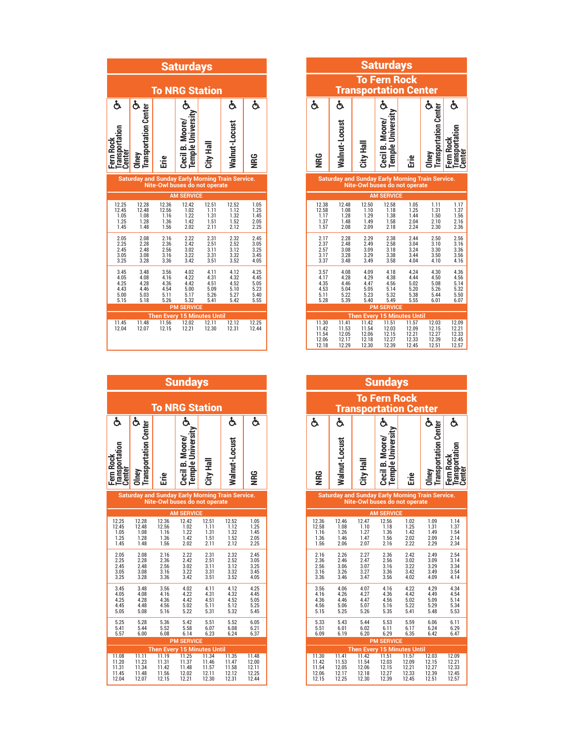## Saturdays

### To NRG Station

| Fern Rock Transportation Center ♿ | Olney Transportation Center ♿ | Erie | Cecil B. Moore/ Temple University ♿ | City Hall | Walnut-Locust ♿ | NRG ♿ |
|---|---|---|---|---|---|---|
| **Saturday and Sunday Early Morning Train Service. Nite-Owl buses do not operate** | | | | | | |
| **AM SERVICE** | | | | | | |
| 12.25 | 12.28 | 12.36 | 12.42 | 12.51 | 12.52 | 1.05 |
| 12.45 | 12.48 | 12.56 | 1.02 | 1.11 | 1.12 | 1.25 |
| 1.05 | 1.08 | 1.16 | 1.22 | 1.31 | 1.32 | 1.45 |
| 1.25 | 1.28 | 1.36 | 1.42 | 1.51 | 1.52 | 2.05 |
| 1.45 | 1.48 | 1.56 | 2.02 | 2.11 | 2.12 | 2.25 |
| 2.05 | 2.08 | 2.16 | 2.22 | 2.31 | 2.32 | 2.45 |
| 2.25 | 2.28 | 2.36 | 2.42 | 2.51 | 2.52 | 3.05 |
| 2.45 | 2.48 | 2.56 | 3.02 | 3.11 | 3.12 | 3.25 |
| 3.05 | 3.08 | 3.16 | 3.22 | 3.31 | 3.32 | 3.45 |
| 3.25 | 3.28 | 3.36 | 3.42 | 3.51 | 3.52 | 4.05 |
| 3.45 | 3.48 | 3.56 | 4.02 | 4.11 | 4.12 | 4.25 |
| 4.05 | 4.08 | 4.16 | 4.22 | 4.31 | 4.32 | 4.45 |
| 4.25 | 4.28 | 4.36 | 4.42 | 4.51 | 4.52 | 5.05 |
| 4.43 | 4.46 | 4.54 | 5.00 | 5.09 | 5.10 | 5.23 |
| 5.00 | 5.03 | 5.11 | 5.17 | 5.26 | 5.27 | 5.40 |
| 5.15 | 5.18 | 5.26 | 5.32 | 5.41 | 5.42 | 5.55 |
| **PM SERVICE** | | | | | | |
| **Then Every 15 Minutes Until** | | | | | | |
| 11.45 | 11.48 | 11.56 | 12.02 | 12.11 | 12.12 | 12.25 |
| 12.04 | 12.07 | 12.15 | 12.21 | 12.30 | 12.31 | 12.44 |

## Saturdays

### To Fern Rock Transportation Center

| NRG ♿ | Walnut-Locust ♿ | City Hall | Cecil B. Moore/ Temple University ♿ | Erie | Olney Transportation Center ♿ | Fern Rock Transportation Center ♿ |
|---|---|---|---|---|---|---|
| **Saturday and Sunday Early Morning Train Service. Nite-Owl buses do not operate** | | | | | | |
| **AM SERVICE** | | | | | | |
| 12.38 | 12.48 | 12.50 | 12.58 | 1.05 | 1.11 | 1.17 |
| 12.58 | 1.08 | 1.10 | 1.18 | 1.25 | 1.31 | 1.37 |
| 1.17 | 1.28 | 1.29 | 1.38 | 1.44 | 1.50 | 1.56 |
| 1.37 | 1.48 | 1.49 | 1.58 | 2.04 | 2.10 | 2.16 |
| 1.57 | 2.08 | 2.09 | 2.18 | 2.24 | 2.30 | 2.36 |
| 2.17 | 2.28 | 2.29 | 2.38 | 2.44 | 2.50 | 2.56 |
| 2.37 | 2.48 | 2.49 | 2.58 | 3.04 | 3.10 | 3.16 |
| 2.57 | 3.08 | 3.09 | 3.18 | 3.24 | 3.30 | 3.36 |
| 3.17 | 3.28 | 3.29 | 3.38 | 3.44 | 3.50 | 3.56 |
| 3.37 | 3.48 | 3.49 | 3.58 | 4.04 | 4.10 | 4.16 |
| 3.57 | 4.08 | 4.09 | 4.18 | 4.24 | 4.30 | 4.36 |
| 4.17 | 4.28 | 4.29 | 4.38 | 4.44 | 4.50 | 4.56 |
| 4.35 | 4.46 | 4.47 | 4.56 | 5.02 | 5.08 | 5.14 |
| 4.53 | 5.04 | 5.05 | 5.14 | 5.20 | 5.26 | 5.32 |
| 5.11 | 5.22 | 5.23 | 5.32 | 5.38 | 5.44 | 5.50 |
| 5.28 | 5.39 | 5.40 | 5.49 | 5.55 | 6.01 | 6.07 |
| **PM SERVICE** | | | | | | |
| **Then Every 15 Minutes Until** | | | | | | |
| 11.30 | 11.41 | 11.42 | 11.51 | 11.57 | 12.03 | 12.09 |
| 11.42 | 11.53 | 11.54 | 12.03 | 12.09 | 12.15 | 12.21 |
| 11.54 | 12.05 | 12.06 | 12.15 | 12.21 | 12.27 | 12.33 |
| 12.06 | 12.17 | 12.18 | 12.27 | 12.33 | 12.39 | 12.45 |
| 12.18 | 12.29 | 12.30 | 12.39 | 12.45 | 12.51 | 12.57 |

## Sundays

### To NRG Station

| Fern Rock Transportation Center ♿ | Olney Transportation Center ♿ | Erie | Cecil B. Moore/ Temple University ♿ | City Hall | Walnut-Locust ♿ | NRG ♿ |
|---|---|---|---|---|---|---|
| **Saturday and Sunday Early Morning Train Service. Nite-Owl buses do not operate** | | | | | | |
| **AM SERVICE** | | | | | | |
| 12.25 | 12.28 | 12.36 | 12.42 | 12.51 | 12.52 | 1.05 |
| 12.45 | 12.48 | 12.56 | 1.02 | 1.11 | 1.12 | 1.25 |
| 1.05 | 1.08 | 1.16 | 1.22 | 1.31 | 1.32 | 1.45 |
| 1.25 | 1.28 | 1.36 | 1.42 | 1.51 | 1.52 | 2.05 |
| 1.45 | 1.48 | 1.56 | 2.02 | 2.11 | 2.12 | 2.25 |
| 2.05 | 2.08 | 2.16 | 2.22 | 2.31 | 2.32 | 2.45 |
| 2.25 | 2.28 | 2.36 | 2.42 | 2.51 | 2.52 | 3.05 |
| 2.45 | 2.48 | 2.56 | 3.02 | 3.11 | 3.12 | 3.25 |
| 3.05 | 3.08 | 3.16 | 3.22 | 3.31 | 3.32 | 3.45 |
| 3.25 | 3.28 | 3.36 | 3.42 | 3.51 | 3.52 | 4.05 |
| 3.45 | 3.48 | 3.56 | 4.02 | 4.11 | 4.12 | 4.25 |
| 4.05 | 4.08 | 4.16 | 4.22 | 4.31 | 4.32 | 4.45 |
| 4.25 | 4.28 | 4.36 | 4.42 | 4.51 | 4.52 | 5.05 |
| 4.45 | 4.48 | 4.56 | 5.02 | 5.11 | 5.12 | 5.25 |
| 5.05 | 5.08 | 5.16 | 5.22 | 5.31 | 5.32 | 5.45 |
| 5.25 | 5.28 | 5.36 | 5.42 | 5.51 | 5.52 | 6.05 |
| 5.41 | 5.44 | 5.52 | 5.58 | 6.07 | 6.08 | 6.21 |
| 5.57 | 6.00 | 6.08 | 6.14 | 6.23 | 6.24 | 6.37 |
| **PM SERVICE** | | | | | | |
| **Then Every 15 Minutes Until** | | | | | | |
| 11.08 | 11.11 | 11.19 | 11.25 | 11.34 | 11.35 | 11.48 |
| 11.20 | 11.23 | 11.31 | 11.37 | 11.46 | 11.47 | 12.00 |
| 11.31 | 11.34 | 11.42 | 11.48 | 11.57 | 11.58 | 12.11 |
| 11.45 | 11.48 | 11.56 | 12.02 | 12.11 | 12.12 | 12.25 |
| 12.04 | 12.07 | 12.15 | 12.21 | 12.30 | 12.31 | 12.44 |

## Sundays

### To Fern Rock Transportation Center

| NRG ♿ | Walnut-Locust ♿ | City Hall | Cecil B. Moore/ Temple University ♿ | Erie | Olney Transportation Center ♿ | Fern Rock Transportation Center ♿ |
|---|---|---|---|---|---|---|
| **Saturday and Sunday Early Morning Train Service. Nite-Owl buses do not operate** | | | | | | |
| **AM SERVICE** | | | | | | |
| 12.36 | 12.46 | 12.47 | 12.56 | 1.02 | 1.09 | 1.14 |
| 12.58 | 1.08 | 1.10 | 1.18 | 1.25 | 1.31 | 1.37 |
| 1.16 | 1.26 | 1.27 | 1.36 | 1.42 | 1.49 | 1.54 |
| 1.36 | 1.46 | 1.47 | 1.56 | 2.02 | 2.09 | 2.14 |
| 1.56 | 2.06 | 2.07 | 2.16 | 2.22 | 2.29 | 2.34 |
| 2.16 | 2.26 | 2.27 | 2.36 | 2.42 | 2.49 | 2.54 |
| 2.36 | 2.46 | 2.47 | 2.56 | 3.02 | 3.09 | 3.14 |
| 2.56 | 3.06 | 3.07 | 3.16 | 3.22 | 3.29 | 3.34 |
| 3.16 | 3.26 | 3.27 | 3.36 | 3.42 | 3.49 | 3.54 |
| 3.36 | 3.46 | 3.47 | 3.56 | 4.02 | 4.09 | 4.14 |
| 3.56 | 4.06 | 4.07 | 4.16 | 4.22 | 4.29 | 4.34 |
| 4.16 | 4.26 | 4.27 | 4.36 | 4.42 | 4.49 | 4.54 |
| 4.36 | 4.46 | 4.47 | 4.56 | 5.02 | 5.09 | 5.14 |
| 4.56 | 5.06 | 5.07 | 5.16 | 5.22 | 5.29 | 5.34 |
| 5.15 | 5.25 | 5.26 | 5.35 | 5.41 | 5.48 | 5.53 |
| 5.33 | 5.43 | 5.44 | 5.53 | 5.59 | 6.06 | 6.11 |
| 5.51 | 6.01 | 6.02 | 6.11 | 6.17 | 6.24 | 6.29 |
| 6.09 | 6.19 | 6.20 | 6.29 | 6.35 | 6.42 | 6.47 |
| **PM SERVICE** | | | | | | |
| **Then Every 15 Minutes Until** | | | | | | |
| 11.30 | 11.41 | 11.42 | 11.51 | 11.57 | 12.03 | 12.09 |
| 11.42 | 11.53 | 11.54 | 12.03 | 12.09 | 12.15 | 12.21 |
| 11.54 | 12.05 | 12.06 | 12.15 | 12.21 | 12.27 | 12.33 |
| 12.06 | 12.17 | 12.18 | 12.27 | 12.33 | 12.39 | 12.45 |
| 12.15 | 12.25 | 12.30 | 12.39 | 12.45 | 12.51 | 12.57 |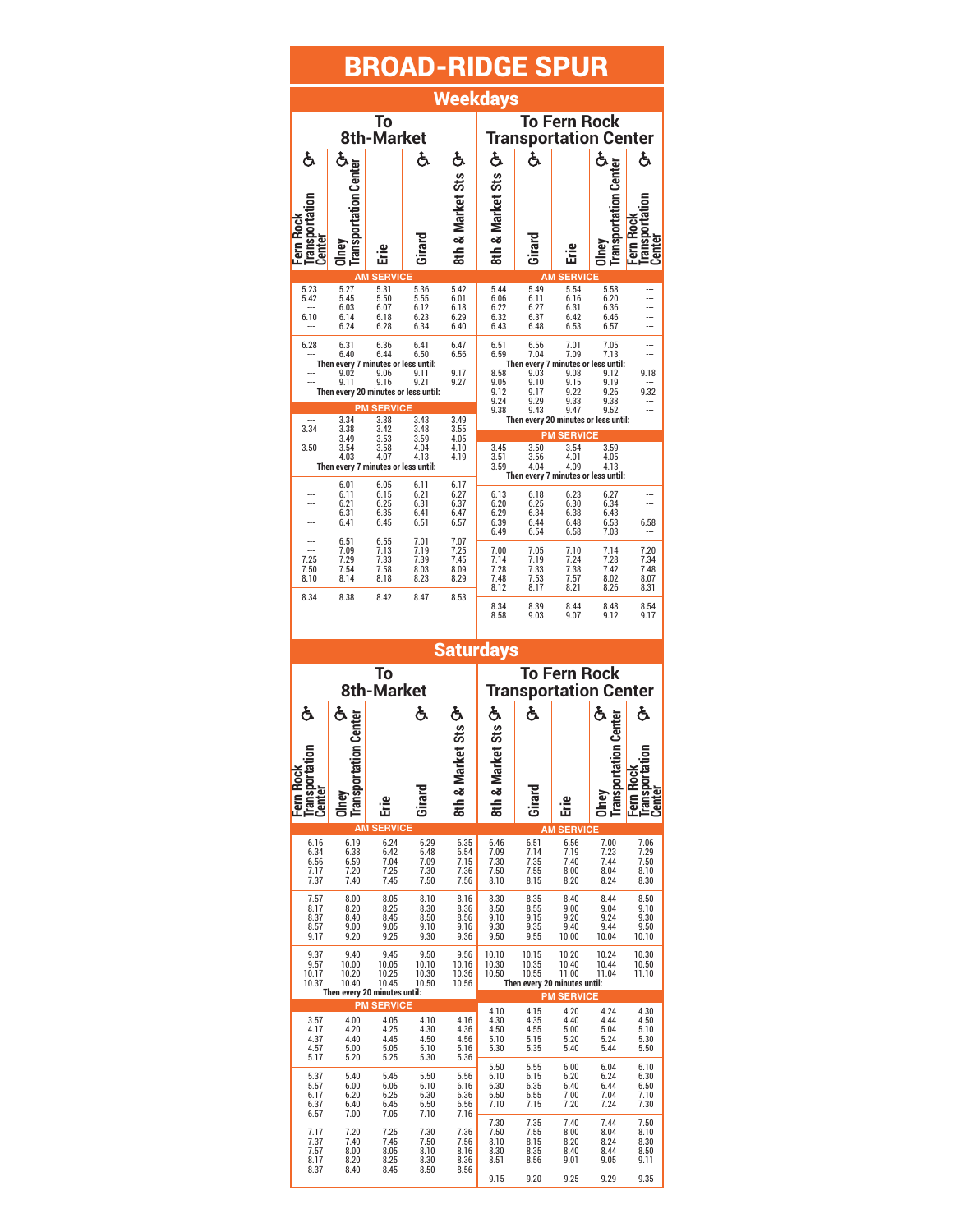# BROAD-RIDGE SPUR

## Weekdays

### To 8th-Market

| Fern Rock Transportation Center ♿ | Olney Transportation Center ♿ | Erie | Girard ♿ | 8th & Market Sts ♿ |
|---|---|---|---|---|
| **AM SERVICE** | | | | |
| 5.23 | 5.27 | 5.31 | 5.36 | 5.42 |
| 5.42 | 5.45 | 5.50 | 5.55 | 6.01 |
| --- | 6.03 | 6.07 | 6.12 | 6.18 |
| 6.10 | 6.14 | 6.18 | 6.23 | 6.29 |
| --- | 6.24 | 6.28 | 6.34 | 6.40 |
| 6.28 | 6.31 | 6.36 | 6.41 | 6.47 |
| --- | 6.40 | 6.44 | 6.50 | 6.56 |
| Then every 7 minutes or less until: | | | | |
| --- | 9.02 | 9.06 | 9.11 | 9.17 |
| --- | 9.11 | 9.16 | 9.21 | 9.27 |
| Then every 20 minutes or less until: | | | | |
| **PM SERVICE** | | | | |
| --- | 3.34 | 3.38 | 3.43 | 3.49 |
| 3.34 | 3.38 | 3.42 | 3.48 | 3.55 |
| --- | 3.49 | 3.53 | 3.59 | 4.05 |
| 3.50 | 3.54 | 3.58 | 4.04 | 4.10 |
| --- | 4.03 | 4.07 | 4.13 | 4.19 |
| Then every 7 minutes or less until: | | | | |
| --- | 6.01 | 6.05 | 6.11 | 6.17 |
| --- | 6.11 | 6.15 | 6.21 | 6.27 |
| --- | 6.21 | 6.25 | 6.31 | 6.37 |
| --- | 6.31 | 6.35 | 6.41 | 6.47 |
| --- | 6.41 | 6.45 | 6.51 | 6.57 |
| --- | 6.51 | 6.55 | 7.01 | 7.07 |
| --- | 7.09 | 7.13 | 7.19 | 7.25 |
| 7.25 | 7.29 | 7.33 | 7.39 | 7.45 |
| 7.50 | 7.54 | 7.58 | 8.03 | 8.09 |
| 8.10 | 8.14 | 8.18 | 8.23 | 8.29 |
| 8.34 | 8.38 | 8.42 | 8.47 | 8.53 |

### To Fern Rock Transportation Center

| 8th & Market Sts ♿ | Girard ♿ | Erie | Olney Transportation Center ♿ | Fern Rock Transportation Center ♿ |
|---|---|---|---|---|
| **AM SERVICE** | | | | |
| 5.44 | 5.49 | 5.54 | 5.58 | --- |
| 6.06 | 6.11 | 6.16 | 6.20 | --- |
| 6.22 | 6.27 | 6.31 | 6.36 | --- |
| 6.32 | 6.37 | 6.42 | 6.46 | --- |
| 6.43 | 6.48 | 6.53 | 6.57 | --- |
| 6.51 | 6.56 | 7.01 | 7.05 | --- |
| 6.59 | 7.04 | 7.09 | 7.13 | --- |
| Then every 7 minutes or less until: | | | | |
| 8.58 | 9.03 | 9.08 | 9.12 | 9.18 |
| 9.05 | 9.10 | 9.15 | 9.19 | --- |
| 9.12 | 9.17 | 9.22 | 9.26 | 9.32 |
| 9.24 | 9.29 | 9.33 | 9.38 | --- |
| 9.38 | 9.43 | 9.47 | 9.52 | --- |
| Then every 20 minutes or less until: | | | | |
| **PM SERVICE** | | | | |
| 3.45 | 3.50 | 3.54 | 3.59 | --- |
| 3.51 | 3.56 | 4.01 | 4.05 | --- |
| 3.59 | 4.04 | 4.09 | 4.13 | --- |
| Then every 7 minutes or less until: | | | | |
| 6.13 | 6.18 | 6.23 | 6.27 | --- |
| 6.20 | 6.25 | 6.30 | 6.34 | --- |
| 6.29 | 6.34 | 6.38 | 6.43 | --- |
| 6.39 | 6.44 | 6.48 | 6.53 | 6.58 |
| 6.49 | 6.54 | 6.58 | 7.03 | --- |
| 7.00 | 7.05 | 7.10 | 7.14 | 7.20 |
| 7.14 | 7.19 | 7.24 | 7.28 | 7.34 |
| 7.28 | 7.33 | 7.38 | 7.42 | 7.48 |
| 7.48 | 7.53 | 7.57 | 8.02 | 8.07 |
| 8.12 | 8.17 | 8.21 | 8.26 | 8.31 |
| 8.34 | 8.39 | 8.44 | 8.48 | 8.54 |
| 8.58 | 9.03 | 9.07 | 9.12 | 9.17 |

## Saturdays

### To 8th-Market

| Fern Rock Transportation Center ♿ | Olney Transportation Center ♿ | Erie | Girard ♿ | 8th & Market Sts ♿ |
|---|---|---|---|---|
| **AM SERVICE** | | | | |
| 6.16 | 6.19 | 6.24 | 6.29 | 6.35 |
| 6.34 | 6.38 | 6.42 | 6.48 | 6.54 |
| 6.56 | 6.59 | 7.04 | 7.09 | 7.15 |
| 7.17 | 7.20 | 7.25 | 7.30 | 7.36 |
| 7.37 | 7.40 | 7.45 | 7.50 | 7.56 |
| 7.57 | 8.00 | 8.05 | 8.10 | 8.16 |
| 8.17 | 8.20 | 8.25 | 8.30 | 8.36 |
| 8.37 | 8.40 | 8.45 | 8.50 | 8.56 |
| 8.57 | 9.00 | 9.05 | 9.10 | 9.16 |
| 9.17 | 9.20 | 9.25 | 9.30 | 9.36 |
| 9.37 | 9.40 | 9.45 | 9.50 | 9.56 |
| 9.57 | 10.00 | 10.05 | 10.10 | 10.16 |
| 10.17 | 10.20 | 10.25 | 10.30 | 10.36 |
| 10.37 | 10.40 | 10.45 | 10.50 | 10.56 |
| Then every 20 minutes until: | | | | |
| **PM SERVICE** | | | | |
| 3.57 | 4.00 | 4.05 | 4.10 | 4.16 |
| 4.17 | 4.20 | 4.25 | 4.30 | 4.36 |
| 4.37 | 4.40 | 4.45 | 4.50 | 4.56 |
| 4.57 | 5.00 | 5.05 | 5.10 | 5.16 |
| 5.17 | 5.20 | 5.25 | 5.30 | 5.36 |
| 5.37 | 5.40 | 5.45 | 5.50 | 5.56 |
| 5.57 | 6.00 | 6.05 | 6.10 | 6.16 |
| 6.17 | 6.20 | 6.25 | 6.30 | 6.36 |
| 6.37 | 6.40 | 6.45 | 6.50 | 6.56 |
| 6.57 | 7.00 | 7.05 | 7.10 | 7.16 |
| 7.17 | 7.20 | 7.25 | 7.30 | 7.36 |
| 7.37 | 7.40 | 7.45 | 7.50 | 7.56 |
| 7.57 | 8.00 | 8.05 | 8.10 | 8.16 |
| 8.17 | 8.20 | 8.25 | 8.30 | 8.36 |
| 8.37 | 8.40 | 8.45 | 8.50 | 8.56 |

### To Fern Rock Transportation Center

| 8th & Market Sts ♿ | Girard ♿ | Erie | Olney Transportation Center ♿ | Fern Rock Transportation Center ♿ |
|---|---|---|---|---|
| **AM SERVICE** | | | | |
| 6.46 | 6.51 | 6.56 | 7.00 | 7.06 |
| 7.09 | 7.14 | 7.19 | 7.23 | 7.29 |
| 7.30 | 7.35 | 7.40 | 7.44 | 7.50 |
| 7.50 | 7.55 | 8.00 | 8.04 | 8.10 |
| 8.10 | 8.15 | 8.20 | 8.24 | 8.30 |
| 8.30 | 8.35 | 8.40 | 8.44 | 8.50 |
| 8.50 | 8.55 | 9.00 | 9.04 | 9.10 |
| 9.10 | 9.15 | 9.20 | 9.24 | 9.30 |
| 9.30 | 9.35 | 9.40 | 9.44 | 9.50 |
| 9.50 | 9.55 | 10.00 | 10.04 | 10.10 |
| 10.10 | 10.15 | 10.20 | 10.24 | 10.30 |
| 10.30 | 10.35 | 10.40 | 10.44 | 10.50 |
| 10.50 | 10.55 | 11.00 | 11.04 | 11.10 |
| Then every 20 minutes until: | | | | |
| **PM SERVICE** | | | | |
| 4.10 | 4.15 | 4.20 | 4.24 | 4.30 |
| 4.30 | 4.35 | 4.40 | 4.44 | 4.50 |
| 4.50 | 4.55 | 5.00 | 5.04 | 5.10 |
| 5.10 | 5.15 | 5.20 | 5.24 | 5.30 |
| 5.30 | 5.35 | 5.40 | 5.44 | 5.50 |
| 5.50 | 5.55 | 6.00 | 6.04 | 6.10 |
| 6.10 | 6.15 | 6.20 | 6.24 | 6.30 |
| 6.30 | 6.35 | 6.40 | 6.44 | 6.50 |
| 6.50 | 6.55 | 7.00 | 7.04 | 7.10 |
| 7.10 | 7.15 | 7.20 | 7.24 | 7.30 |
| 7.30 | 7.35 | 7.40 | 7.44 | 7.50 |
| 7.50 | 7.55 | 8.00 | 8.04 | 8.10 |
| 8.10 | 8.15 | 8.20 | 8.24 | 8.30 |
| 8.30 | 8.35 | 8.40 | 8.44 | 8.50 |
| 8.51 | 8.56 | 9.01 | 9.05 | 9.11 |
| 9.15 | 9.20 | 9.25 | 9.29 | 9.35 |